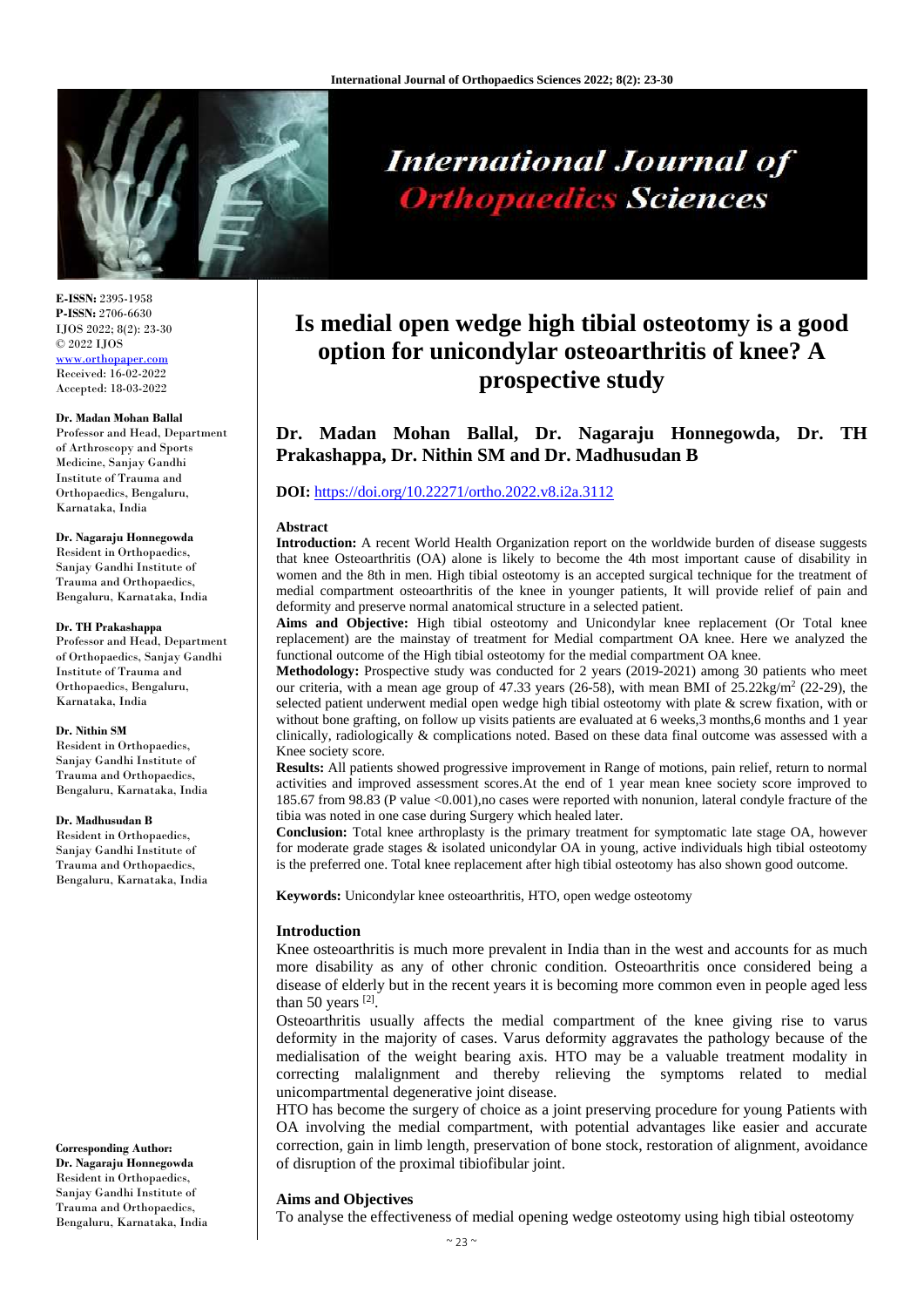**E-ISSN:** 2395-1958
**P-ISSN:** 2706-6630
IJOS 2022; 8(2): 23-30
© 2022 IJOS
www.orthopaper.com
Received: 16-02-2022
Accepted: 18-03-2022

**Dr. Madan Mohan Ballal**
Professor and Head, Department of Arthroscopy and Sports Medicine, Sanjay Gandhi Institute of Trauma and Orthopaedics, Bengaluru, Karnataka, India

**Dr. Nagaraju Honnegowda**
Resident in Orthopaedics, Sanjay Gandhi Institute of Trauma and Orthopaedics, Bengaluru, Karnataka, India

**Dr. TH Prakashappa**
Professor and Head, Department of Orthopaedics, Sanjay Gandhi Institute of Trauma and Orthopaedics, Bengaluru, Karnataka, India

**Dr. Nithin SM**
Resident in Orthopaedics, Sanjay Gandhi Institute of Trauma and Orthopaedics, Bengaluru, Karnataka, India

**Dr. Madhusudan B**
Resident in Orthopaedics, Sanjay Gandhi Institute of Trauma and Orthopaedics, Bengaluru, Karnataka, India

**Corresponding Author:**
**Dr. Nagaraju Honnegowda**
Resident in Orthopaedics, Sanjay Gandhi Institute of Trauma and Orthopaedics, Bengaluru, Karnataka, India

# Is medial open wedge high tibial osteotomy is a good option for unicondylar osteoarthritis of knee? A prospective study

**Dr. Madan Mohan Ballal, Dr. Nagaraju Honnegowda, Dr. TH Prakashappa, Dr. Nithin SM and Dr. Madhusudan B**

**DOI:** https://doi.org/10.22271/ortho.2022.v8.i2a.3112

## Abstract

**Introduction:** A recent World Health Organization report on the worldwide burden of disease suggests that knee Osteoarthritis (OA) alone is likely to become the 4th most important cause of disability in women and the 8th in men. High tibial osteotomy is an accepted surgical technique for the treatment of medial compartment osteoarthritis of the knee in younger patients, It will provide relief of pain and deformity and preserve normal anatomical structure in a selected patient.

**Aims and Objective:** High tibial osteotomy and Unicondylar knee replacement (Or Total knee replacement) are the mainstay of treatment for Medial compartment OA knee. Here we analyzed the functional outcome of the High tibial osteotomy for the medial compartment OA knee.

**Methodology:** Prospective study was conducted for 2 years (2019-2021) among 30 patients who meet our criteria, with a mean age group of 47.33 years (26-58), with mean BMI of 25.22kg/m$^2$ (22-29), the selected patient underwent medial open wedge high tibial osteotomy with plate & screw fixation, with or without bone grafting, on follow up visits patients are evaluated at 6 weeks,3 months,6 months and 1 year clinically, radiologically & complications noted. Based on these data final outcome was assessed with a Knee society score.

**Results:** All patients showed progressive improvement in Range of motions, pain relief, return to normal activities and improved assessment scores.At the end of 1 year mean knee society score improved to 185.67 from 98.83 (P value <0.001),no cases were reported with nonunion, lateral condyle fracture of the tibia was noted in one case during Surgery which healed later.

**Conclusion:** Total knee arthroplasty is the primary treatment for symptomatic late stage OA, however for moderate grade stages & isolated unicondylar OA in young, active individuals high tibial osteotomy is the preferred one. Total knee replacement after high tibial osteotomy has also shown good outcome.

**Keywords:** Unicondylar knee osteoarthritis, HTO, open wedge osteotomy

## Introduction

Knee osteoarthritis is much more prevalent in India than in the west and accounts for as much more disability as any of other chronic condition. Osteoarthritis once considered being a disease of elderly but in the recent years it is becoming more common even in people aged less than 50 years [2].

Osteoarthritis usually affects the medial compartment of the knee giving rise to varus deformity in the majority of cases. Varus deformity aggravates the pathology because of the medialisation of the weight bearing axis. HTO may be a valuable treatment modality in correcting malalignment and thereby relieving the symptoms related to medial unicompartmental degenerative joint disease.

HTO has become the surgery of choice as a joint preserving procedure for young Patients with OA involving the medial compartment, with potential advantages like easier and accurate correction, gain in limb length, preservation of bone stock, restoration of alignment, avoidance of disruption of the proximal tibiofibular joint.

## Aims and Objectives

To analyse the effectiveness of medial opening wedge osteotomy using high tibial osteotomy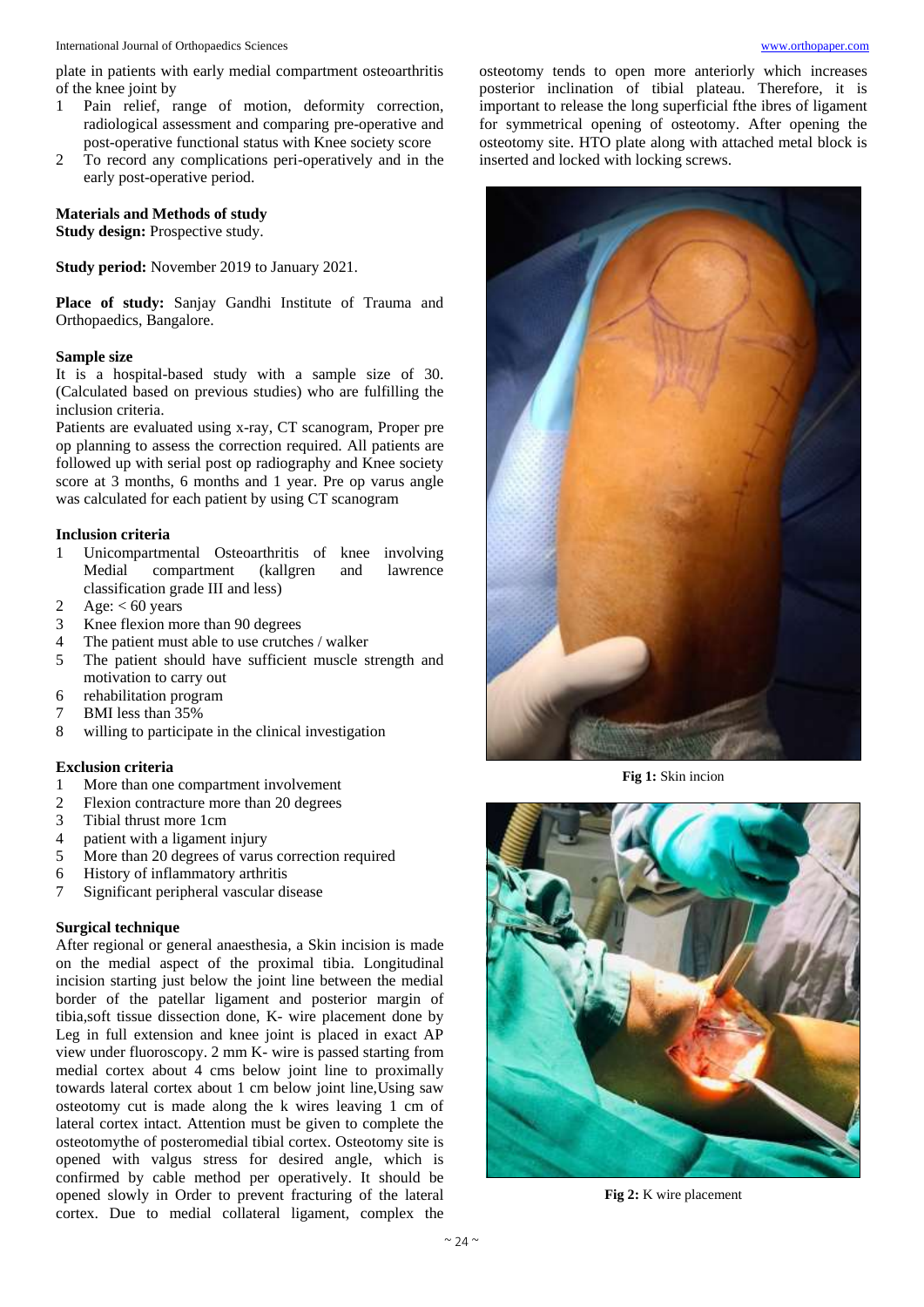plate in patients with early medial compartment osteoarthritis of the knee joint by

1. Pain relief, range of motion, deformity correction, radiological assessment and comparing pre-operative and post-operative functional status with Knee society score
2. To record any complications peri-operatively and in the early post-operative period.

### Materials and Methods of study

**Study design:** Prospective study.

**Study period:** November 2019 to January 2021.

**Place of study:** Sanjay Gandhi Institute of Trauma and Orthopaedics, Bangalore.

#### Sample size

It is a hospital-based study with a sample size of 30. (Calculated based on previous studies) who are fulfilling the inclusion criteria.

Patients are evaluated using x-ray, CT scanogram, Proper pre op planning to assess the correction required. All patients are followed up with serial post op radiography and Knee society score at 3 months, 6 months and 1 year. Pre op varus angle was calculated for each patient by using CT scanogram

#### Inclusion criteria

1. Unicompartmental Osteoarthritis of knee involving Medial compartment (kallgren and lawrence classification grade III and less)
2. Age: < 60 years
3. Knee flexion more than 90 degrees
4. The patient must able to use crutches / walker
5. The patient should have sufficient muscle strength and motivation to carry out
6. rehabilitation program
7. BMI less than 35%
8. willing to participate in the clinical investigation

#### Exclusion criteria

1. More than one compartment involvement
2. Flexion contracture more than 20 degrees
3. Tibial thrust more 1cm
4. patient with a ligament injury
5. More than 20 degrees of varus correction required
6. History of inflammatory arthritis
7. Significant peripheral vascular disease

#### Surgical technique

After regional or general anaesthesia, a Skin incision is made on the medial aspect of the proximal tibia. Longitudinal incision starting just below the joint line between the medial border of the patellar ligament and posterior margin of tibia,soft tissue dissection done, K- wire placement done by Leg in full extension and knee joint is placed in exact AP view under fluoroscopy. 2 mm K- wire is passed starting from medial cortex about 4 cms below joint line to proximally towards lateral cortex about 1 cm below joint line,Using saw osteotomy cut is made along the k wires leaving 1 cm of lateral cortex intact. Attention must be given to complete the osteotomythe of posteromedial tibial cortex. Osteotomy site is opened with valgus stress for desired angle, which is confirmed by cable method per operatively. It should be opened slowly in Order to prevent fracturing of the lateral cortex. Due to medial collateral ligament, complex the osteotomy tends to open more anteriorly which increases posterior inclination of tibial plateau. Therefore, it is important to release the long superficial fthe ibres of ligament for symmetrical opening of osteotomy. After opening the osteotomy site. HTO plate along with attached metal block is inserted and locked with locking screws.

**Fig 1:** Skin incion

**Fig 2:** K wire placement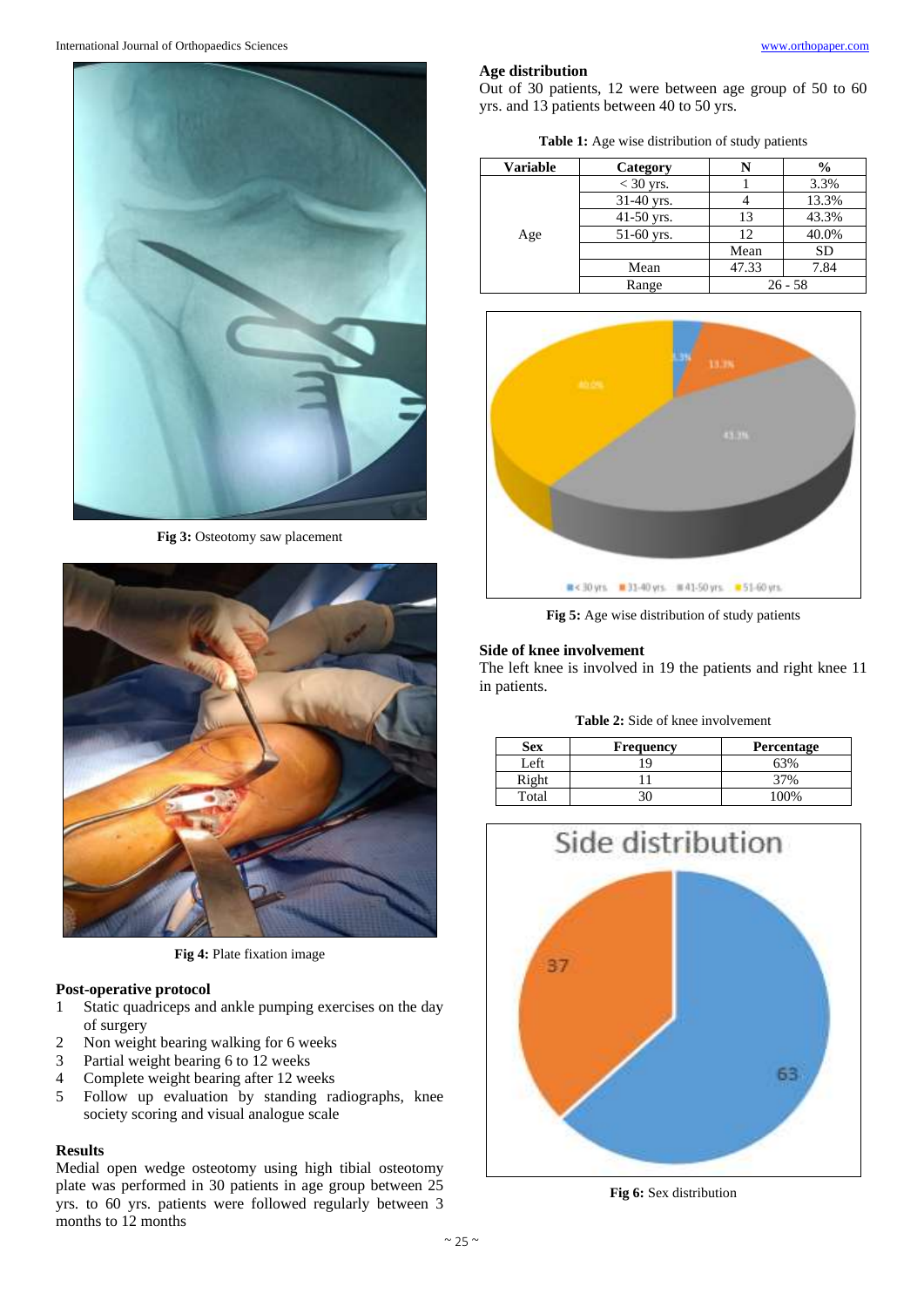Fig 3: Osteotomy saw placement

Fig 4: Plate fixation image

### Post-operative protocol

1. Static quadriceps and ankle pumping exercises on the day of surgery
2. Non weight bearing walking for 6 weeks
3. Partial weight bearing 6 to 12 weeks
4. Complete weight bearing after 12 weeks
5. Follow up evaluation by standing radiographs, knee society scoring and visual analogue scale

### Results

Medial open wedge osteotomy using high tibial osteotomy plate was performed in 30 patients in age group between 25 yrs. to 60 yrs. patients were followed regularly between 3 months to 12 months

### Age distribution

Out of 30 patients, 12 were between age group of 50 to 60 yrs. and 13 patients between 40 to 50 yrs.

**Table 1:** Age wise distribution of study patients

| Variable | Category | N | % |
|---|---|---|---|
| Age | < 30 yrs. | 1 | 3.3% |
| | 31-40 yrs. | 4 | 13.3% |
| | 41-50 yrs. | 13 | 43.3% |
| | 51-60 yrs. | 12 | 40.0% |
| | | Mean | SD |
| | Mean | 47.33 | 7.84 |
| | Range | 26 - 58 | |

Fig 5: Age wise distribution of study patients

### Side of knee involvement

The left knee is involved in 19 the patients and right knee 11 in patients.

**Table 2:** Side of knee involvement

| Sex | Frequency | Percentage |
|---|---|---|
| Left | 19 | 63% |
| Right | 11 | 37% |
| Total | 30 | 100% |

Fig 6: Sex distribution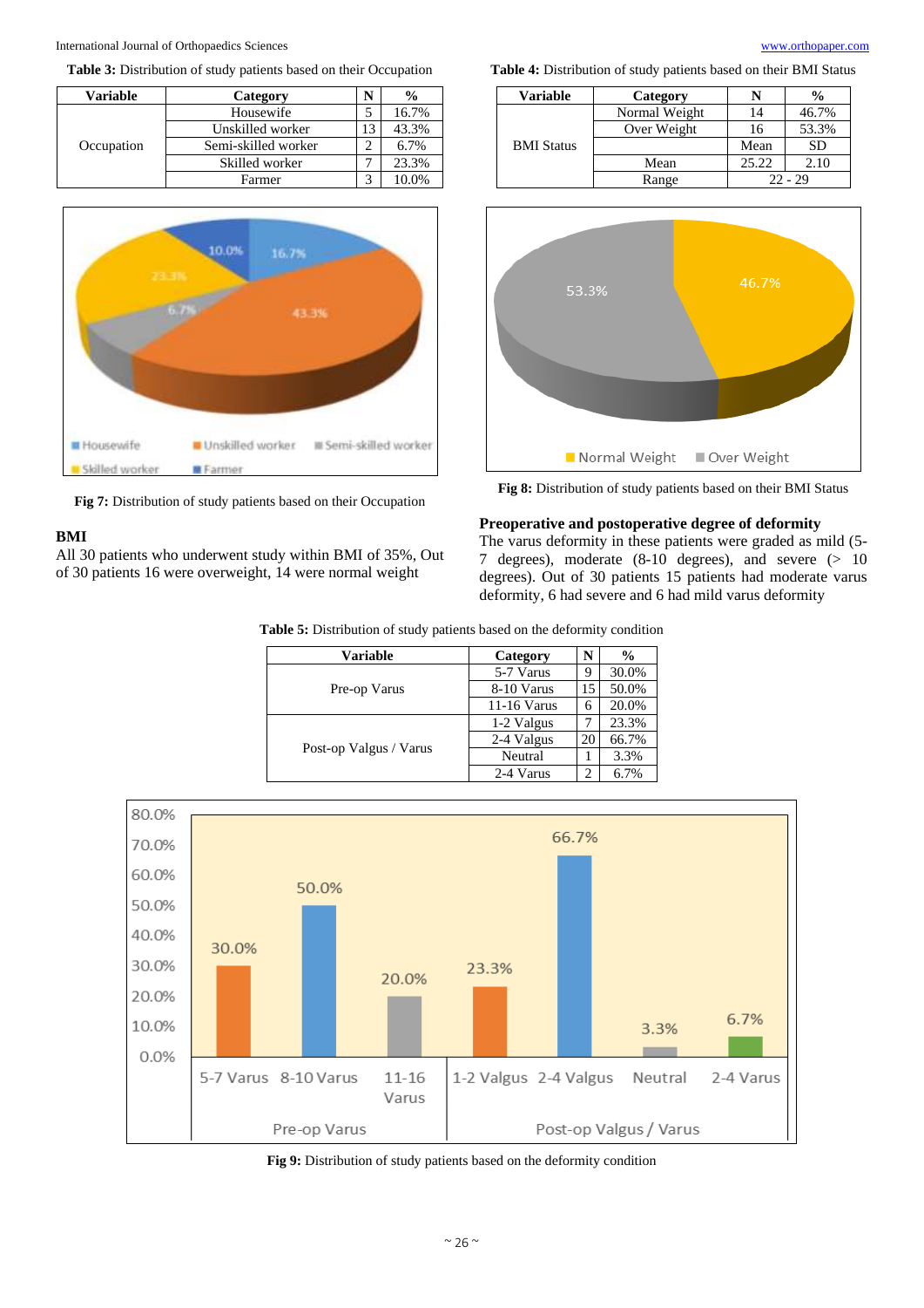**Table 3:** Distribution of study patients based on their Occupation

| Variable | Category | N | % |
|---|---|---|---|
| Occupation | Housewife | 5 | 16.7% |
| | Unskilled worker | 13 | 43.3% |
| | Semi-skilled worker | 2 | 6.7% |
| | Skilled worker | 7 | 23.3% |
| | Farmer | 3 | 10.0% |

**Fig 7:** Distribution of study patients based on their Occupation

## BMI

All 30 patients who underwent study within BMI of 35%, Out of 30 patients 16 were overweight, 14 were normal weight

**Table 4:** Distribution of study patients based on their BMI Status

| Variable | Category | N | % |
|---|---|---|---|
| BMI Status | Normal Weight | 14 | 46.7% |
| | Over Weight | 16 | 53.3% |
| | | Mean | SD |
| | Mean | 25.22 | 2.10 |
| | Range | 22 - 29 | |

**Fig 8:** Distribution of study patients based on their BMI Status

## Preoperative and postoperative degree of deformity

The varus deformity in these patients were graded as mild (5-7 degrees), moderate (8-10 degrees), and severe (> 10 degrees). Out of 30 patients 15 patients had moderate varus deformity, 6 had severe and 6 had mild varus deformity

**Table 5:** Distribution of study patients based on the deformity condition

| Variable | Category | N | % |
|---|---|---|---|
| Pre-op Varus | 5-7 Varus | 9 | 30.0% |
| | 8-10 Varus | 15 | 50.0% |
| | 11-16 Varus | 6 | 20.0% |
| Post-op Valgus / Varus | 1-2 Valgus | 7 | 23.3% |
| | 2-4 Valgus | 20 | 66.7% |
| | Neutral | 1 | 3.3% |
| | 2-4 Varus | 2 | 6.7% |

**Fig 9:** Distribution of study patients based on the deformity condition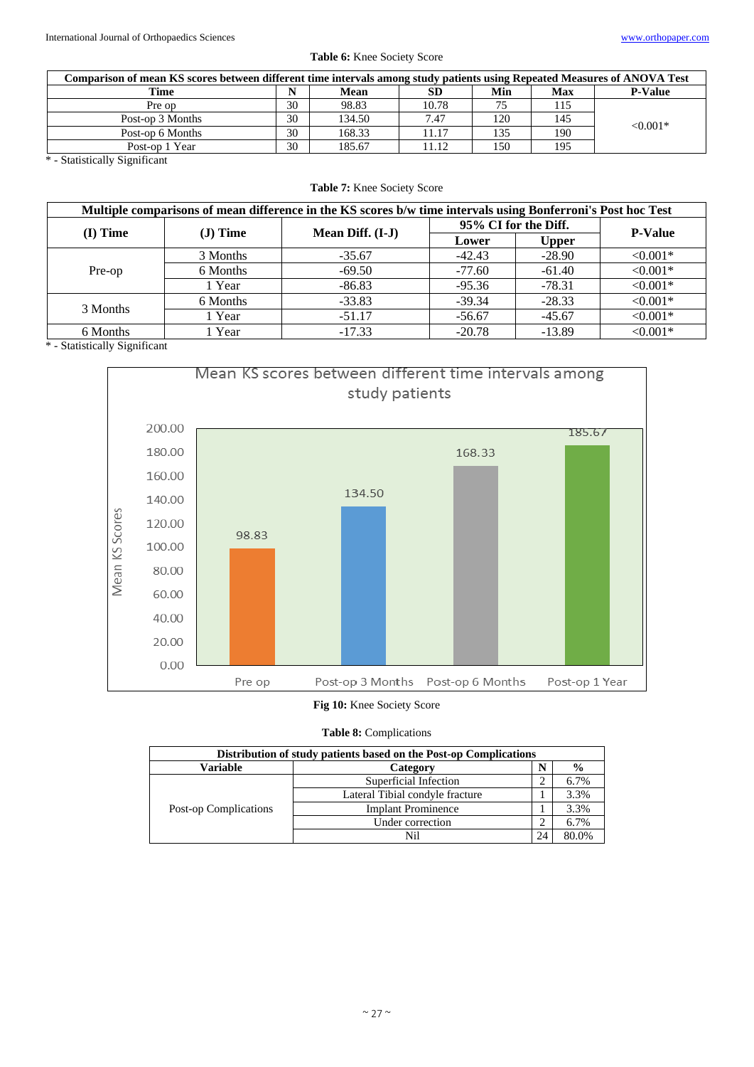**Table 6:** Knee Society Score

| Comparison of mean KS scores between different time intervals among study patients using Repeated Measures of ANOVA Test | | | | | | |
|---|---|---|---|---|---|---|
| **Time** | **N** | **Mean** | **SD** | **Min** | **Max** | **P-Value** |
| Pre op | 30 | 98.83 | 10.78 | 75 | 115 | <0.001* |
| Post-op 3 Months | 30 | 134.50 | 7.47 | 120 | 145 | |
| Post-op 6 Months | 30 | 168.33 | 11.17 | 135 | 190 | |
| Post-op 1 Year | 30 | 185.67 | 11.12 | 150 | 195 | |

\* - Statistically Significant

**Table 7:** Knee Society Score

| Multiple comparisons of mean difference in the KS scores b/w time intervals using Bonferroni's Post hoc Test | | | | | |
|---|---|---|---|---|---|
| **(I) Time** | **(J) Time** | **Mean Diff. (I-J)** | **95% CI for the Diff.** | | **P-Value** |
| | | | **Lower** | **Upper** | |
| Pre-op | 3 Months | -35.67 | -42.43 | -28.90 | <0.001* |
| | 6 Months | -69.50 | -77.60 | -61.40 | <0.001* |
| | 1 Year | -86.83 | -95.36 | -78.31 | <0.001* |
| 3 Months | 6 Months | -33.83 | -39.34 | -28.33 | <0.001* |
| | 1 Year | -51.17 | -56.67 | -45.67 | <0.001* |
| 6 Months | 1 Year | -17.33 | -20.78 | -13.89 | <0.001* |

\* - Statistically Significant

**Fig 10:** Knee Society Score

**Table 8:** Complications

| Distribution of study patients based on the Post-op Complications | | | |
|---|---|---|---|
| **Variable** | **Category** | **N** | **%** |
| Post-op Complications | Superficial Infection | 2 | 6.7% |
| | Lateral Tibial condyle fracture | 1 | 3.3% |
| | Implant Prominence | 1 | 3.3% |
| | Under correction | 2 | 6.7% |
| | Nil | 24 | 80.0% |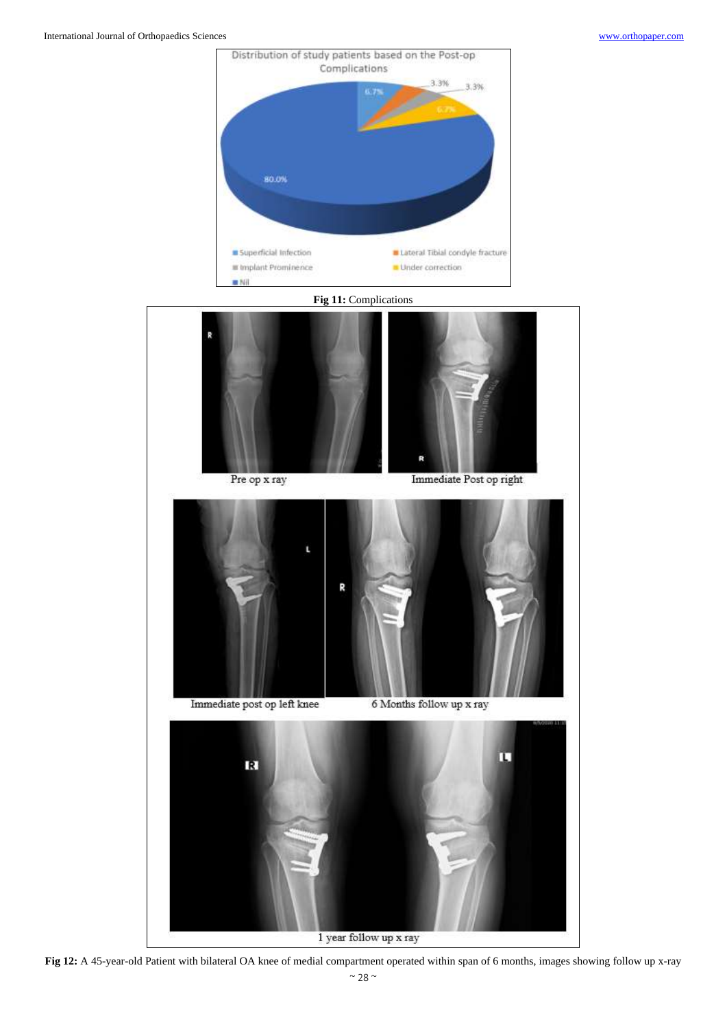Distribution of study patients based on the Post-op Complications

- Superficial Infection: 6.7%
- Lateral Tibial condyle fracture: 3.3%
- Implant Prominence: 3.3%
- Under correction: 6.7%
- Nil: 80.0%

**Fig 11:** Complications

Pre op x ray

Immediate Post op right

Immediate post op left knee

6 Months follow up x ray

1 year follow up x ray

**Fig 12:** A 45-year-old Patient with bilateral OA knee of medial compartment operated within span of 6 months, images showing follow up x-ray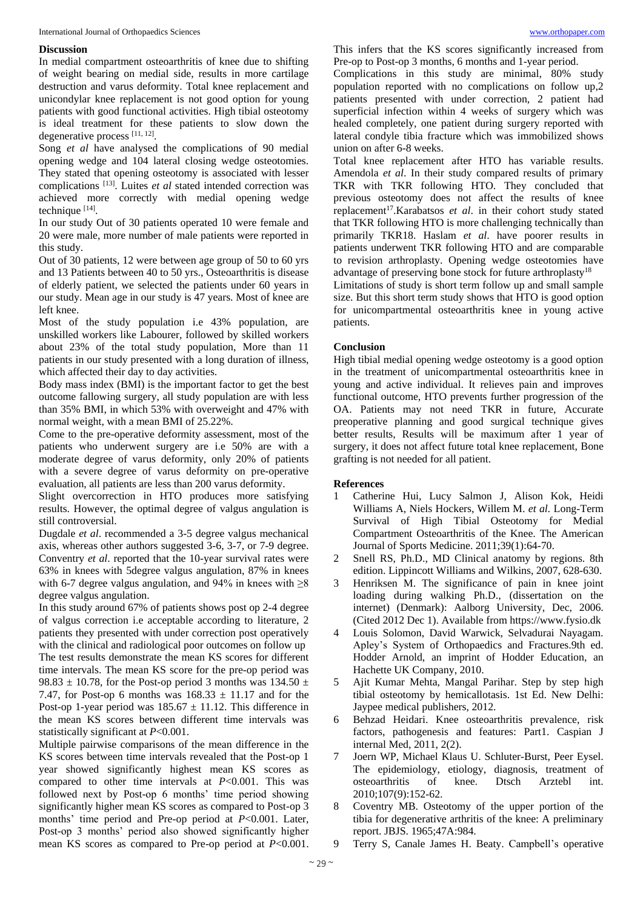## Discussion

In medial compartment osteoarthritis of knee due to shifting of weight bearing on medial side, results in more cartilage destruction and varus deformity. Total knee replacement and unicondylar knee replacement is not good option for young patients with good functional activities. High tibial osteotomy is ideal treatment for these patients to slow down the degenerative process [11, 12].

Song *et al* have analysed the complications of 90 medial opening wedge and 104 lateral closing wedge osteotomies. They stated that opening osteotomy is associated with lesser complications [13]. Luites *et al* stated intended correction was achieved more correctly with medial opening wedge technique [14].

In our study Out of 30 patients operated 10 were female and 20 were male, more number of male patients were reported in this study.

Out of 30 patients, 12 were between age group of 50 to 60 yrs and 13 Patients between 40 to 50 yrs., Osteoarthritis is disease of elderly patient, we selected the patients under 60 years in our study. Mean age in our study is 47 years. Most of knee are left knee.

Most of the study population i.e 43% population, are unskilled workers like Labourer, followed by skilled workers about 23% of the total study population, More than 11 patients in our study presented with a long duration of illness, which affected their day to day activities.

Body mass index (BMI) is the important factor to get the best outcome fallowing surgery, all study population are with less than 35% BMI, in which 53% with overweight and 47% with normal weight, with a mean BMI of 25.22%.

Come to the pre-operative deformity assessment, most of the patients who underwent surgery are i.e 50% are with a moderate degree of varus deformity, only 20% of patients with a severe degree of varus deformity on pre-operative evaluation, all patients are less than 200 varus deformity.

Slight overcorrection in HTO produces more satisfying results. However, the optimal degree of valgus angulation is still controversial.

Dugdale *et al*. recommended a 3-5 degree valgus mechanical axis, whereas other authors suggested 3-6, 3-7, or 7-9 degree. Conventry *et al*. reported that the 10-year survival rates were 63% in knees with 5degree valgus angulation, 87% in knees with 6-7 degree valgus angulation, and 94% in knees with ≥8 degree valgus angulation.

In this study around 67% of patients shows post op 2-4 degree of valgus correction i.e acceptable according to literature, 2 patients they presented with under correction post operatively with the clinical and radiological poor outcomes on follow up

The test results demonstrate the mean KS scores for different time intervals. The mean KS score for the pre-op period was $98.83 \pm 10.78$, for the Post-op period 3 months was $134.50 \pm 7.47$, for Post-op 6 months was $168.33 \pm 11.17$ and for the Post-op 1-year period was $185.67 \pm 11.12$. This difference in the mean KS scores between different time intervals was statistically significant at $P<0.001$.

Multiple pairwise comparisons of the mean difference in the KS scores between time intervals revealed that the Post-op 1 year showed significantly highest mean KS scores as compared to other time intervals at $P<0.001$. This was followed next by Post-op 6 months' time period showing significantly higher mean KS scores as compared to Post-op 3 months' time period and Pre-op period at $P<0.001$. Later, Post-op 3 months' period also showed significantly higher mean KS scores as compared to Pre-op period at $P<0.001$. This infers that the KS scores significantly increased from Pre-op to Post-op 3 months, 6 months and 1-year period.

Complications in this study are minimal, 80% study population reported with no complications on follow up,2 patients presented with under correction, 2 patient had superficial infection within 4 weeks of surgery which was healed completely, one patient during surgery reported with lateral condyle tibia fracture which was immobilized shows union on after 6-8 weeks.

Total knee replacement after HTO has variable results. Amendola *et al*. In their study compared results of primary TKR with TKR following HTO. They concluded that previous osteotomy does not affect the results of knee replacement[17].Karabatsos *et al*. in their cohort study stated that TKR following HTO is more challenging technically than primarily TKR18. Haslam *et al*. have poorer results in patients underwent TKR following HTO and are comparable to revision arthroplasty. Opening wedge osteotomies have advantage of preserving bone stock for future arthroplasty[18]

Limitations of study is short term follow up and small sample size. But this short term study shows that HTO is good option for unicompartmental osteoarthritis knee in young active patients.

## Conclusion

High tibial medial opening wedge osteotomy is a good option in the treatment of unicompartmental osteoarthritis knee in young and active individual. It relieves pain and improves functional outcome, HTO prevents further progression of the OA. Patients may not need TKR in future, Accurate preoperative planning and good surgical technique gives better results, Results will be maximum after 1 year of surgery, it does not affect future total knee replacement, Bone grafting is not needed for all patient.

## References

1. Catherine Hui, Lucy Salmon J, Alison Kok, Heidi Williams A, Niels Hockers, Willem M. *et al*. Long-Term Survival of High Tibial Osteotomy for Medial Compartment Osteoarthritis of the Knee. The American Journal of Sports Medicine. 2011;39(1):64-70.
2. Snell RS, Ph.D., MD Clinical anatomy by regions. 8th edition. Lippincott Williams and Wilkins, 2007, 628-630.
3. Henriksen M. The significance of pain in knee joint loading during walking Ph.D., (dissertation on the internet) (Denmark): Aalborg University, Dec, 2006. (Cited 2012 Dec 1). Available from https://www.fysio.dk
4. Louis Solomon, David Warwick, Selvadurai Nayagam. Apley's System of Orthopaedics and Fractures.9th ed. Hodder Arnold, an imprint of Hodder Education, an Hachette UK Company, 2010.
5. Ajit Kumar Mehta, Mangal Parihar. Step by step high tibial osteotomy by hemicallotasis. 1st Ed. New Delhi: Jaypee medical publishers, 2012.
6. Behzad Heidari. Knee osteoarthritis prevalence, risk factors, pathogenesis and features: Part1. Caspian J internal Med, 2011, 2(2).
7. Joern WP, Michael Klaus U. Schluter-Burst, Peer Eysel. The epidemiology, etiology, diagnosis, treatment of osteoarthritis of knee. Dtsch Arztebl int. 2010;107(9):152-62.
8. Coventry MB. Osteotomy of the upper portion of the tibia for degenerative arthritis of the knee: A preliminary report. JBJS. 1965;47A:984.
9. Terry S, Canale James H. Beaty. Campbell's operative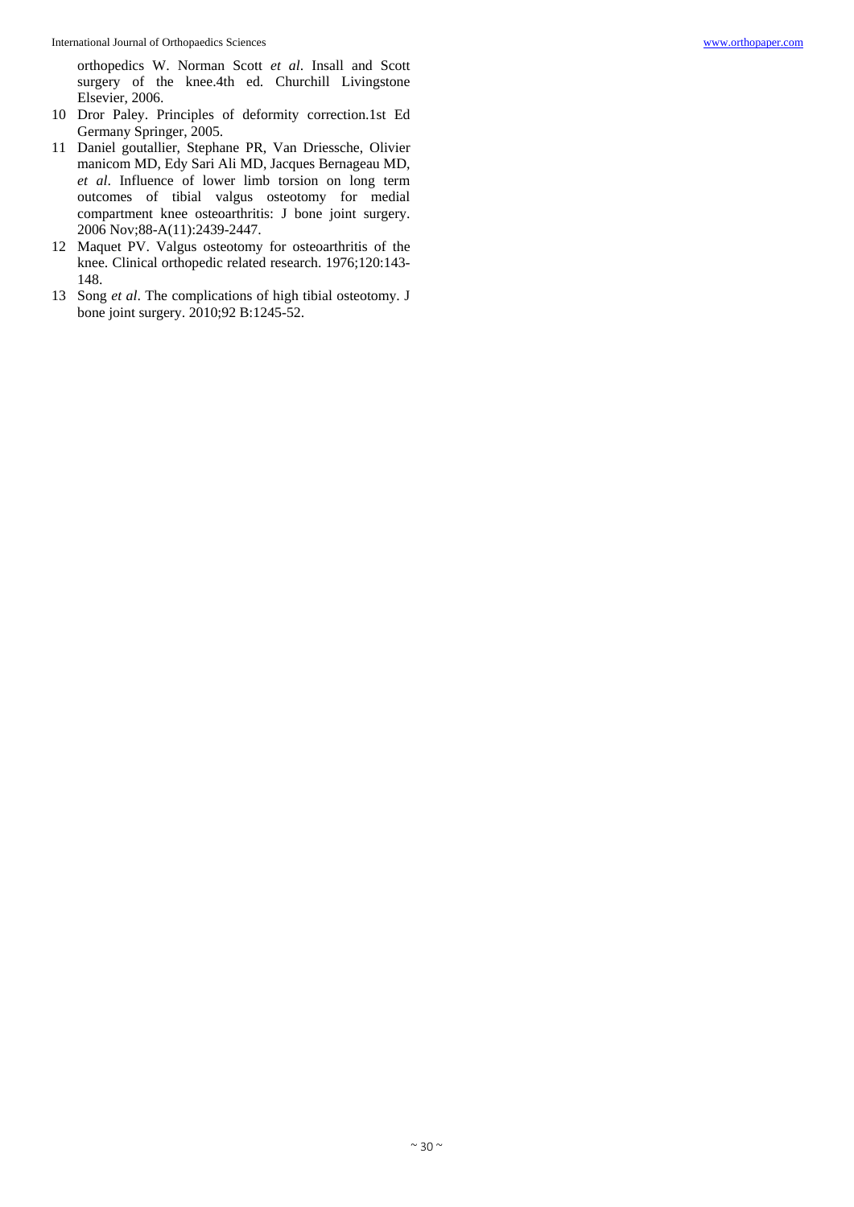orthopedics W. Norman Scott *et al*. Insall and Scott surgery of the knee.4th ed. Churchill Livingstone Elsevier, 2006.

10. Dror Paley. Principles of deformity correction.1st Ed Germany Springer, 2005.
11. Daniel goutallier, Stephane PR, Van Driessche, Olivier manicom MD, Edy Sari Ali MD, Jacques Bernageau MD, *et al*. Influence of lower limb torsion on long term outcomes of tibial valgus osteotomy for medial compartment knee osteoarthritis: J bone joint surgery. 2006 Nov;88-A(11):2439-2447.
12. Maquet PV. Valgus osteotomy for osteoarthritis of the knee. Clinical orthopedic related research. 1976;120:143-148.
13. Song *et al*. The complications of high tibial osteotomy. J bone joint surgery. 2010;92 B:1245-52.